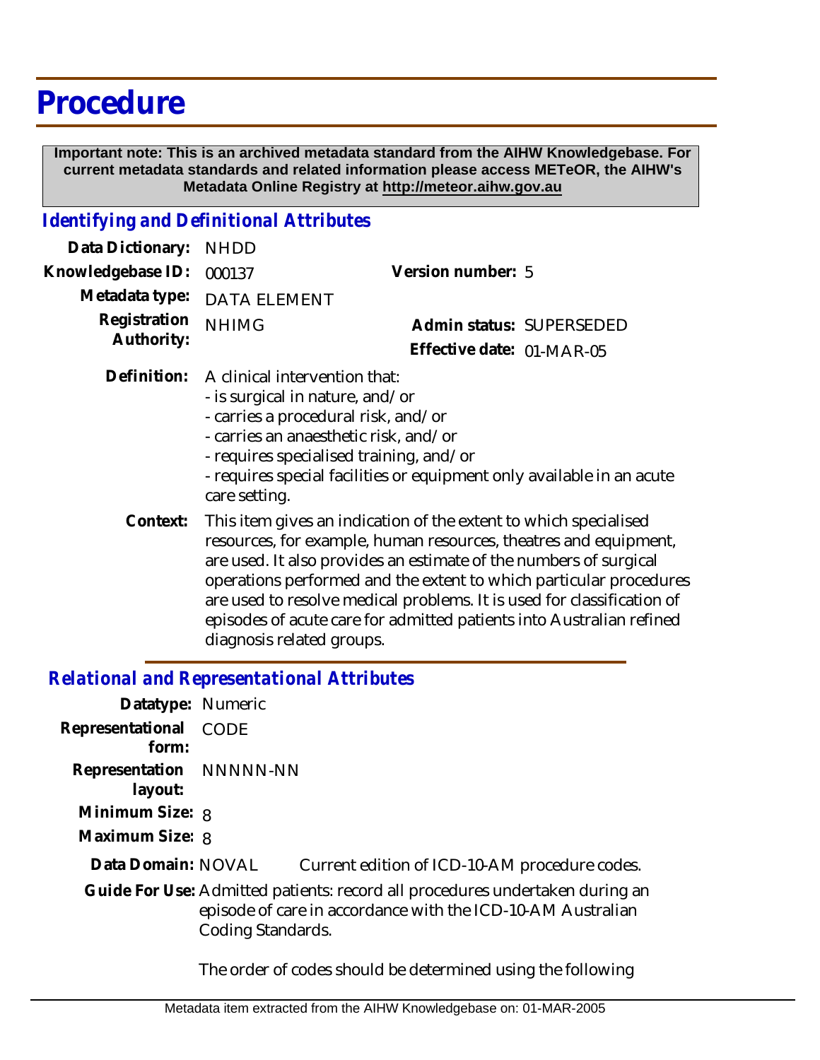# Procedure

**Important note: This is an archived metadata standard from the AIHW Knowledgebase. For current metadata standards and related information please access METeOR, the AIHW's Metadata Online Registry at http://meteor.aihw.gov.au**

## *Identifying and Definitional Attributes*

**Data Dictionary:** NHDD

**Knowledgebase ID:** 000137

**Version number:** 5

**Metadata type:** DATA ELEMENT

**Registration Authority:** NHIMG

**Admin status:** SUPERSEDED

**Effective date:** 01-MAR-05

**Definition:** A clinical intervention that:
- is surgical in nature, and/or
- carries a procedural risk, and/or
- carries an anaesthetic risk, and/or
- requires specialised training, and/or
- requires special facilities or equipment only available in an acute care setting.

**Context:** This item gives an indication of the extent to which specialised resources, for example, human resources, theatres and equipment, are used. It also provides an estimate of the numbers of surgical operations performed and the extent to which particular procedures are used to resolve medical problems. It is used for classification of episodes of acute care for admitted patients into Australian refined diagnosis related groups.

## *Relational and Representational Attributes*

**Datatype:** Numeric

**Representational form:** CODE

**Representation layout:** NNNNN-NN

**Minimum Size:** 8

**Maximum Size:** 8

**Data Domain:** NOVAL Current edition of ICD-10-AM procedure codes.

**Guide For Use:** Admitted patients: record all procedures undertaken during an episode of care in accordance with the ICD-10-AM Australian Coding Standards.

The order of codes should be determined using the following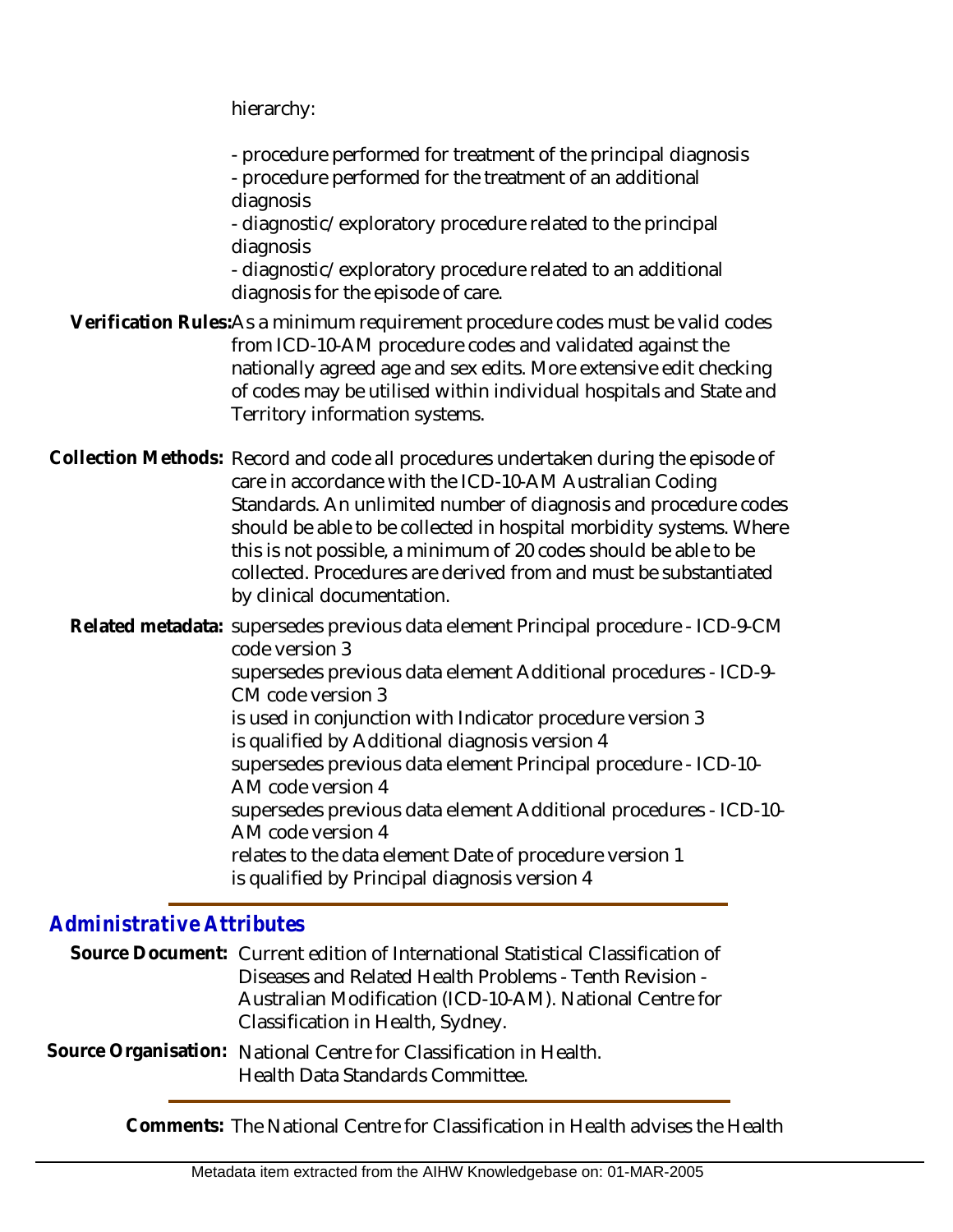hierarchy:

- procedure performed for treatment of the principal diagnosis
- procedure performed for the treatment of an additional diagnosis
- diagnostic/exploratory procedure related to the principal diagnosis
- diagnostic/exploratory procedure related to an additional diagnosis for the episode of care.

**Verification Rules:** As a minimum requirement procedure codes must be valid codes from ICD-10-AM procedure codes and validated against the nationally agreed age and sex edits. More extensive edit checking of codes may be utilised within individual hospitals and State and Territory information systems.

**Collection Methods:** Record and code all procedures undertaken during the episode of care in accordance with the ICD-10-AM Australian Coding Standards. An unlimited number of diagnosis and procedure codes should be able to be collected in hospital morbidity systems. Where this is not possible, a minimum of 20 codes should be able to be collected. Procedures are derived from and must be substantiated by clinical documentation.

**Related metadata:** supersedes previous data element Principal procedure - ICD-9-CM code version 3
supersedes previous data element Additional procedures - ICD-9-CM code version 3
is used in conjunction with Indicator procedure version 3
is qualified by Additional diagnosis version 4
supersedes previous data element Principal procedure - ICD-10-AM code version 4
supersedes previous data element Additional procedures - ICD-10-AM code version 4
relates to the data element Date of procedure version 1
is qualified by Principal diagnosis version 4

## *Administrative Attributes*

**Source Document:** Current edition of International Statistical Classification of Diseases and Related Health Problems - Tenth Revision - Australian Modification (ICD-10-AM). National Centre for Classification in Health, Sydney.

**Source Organisation:** National Centre for Classification in Health. Health Data Standards Committee.

**Comments:** The National Centre for Classification in Health advises the Health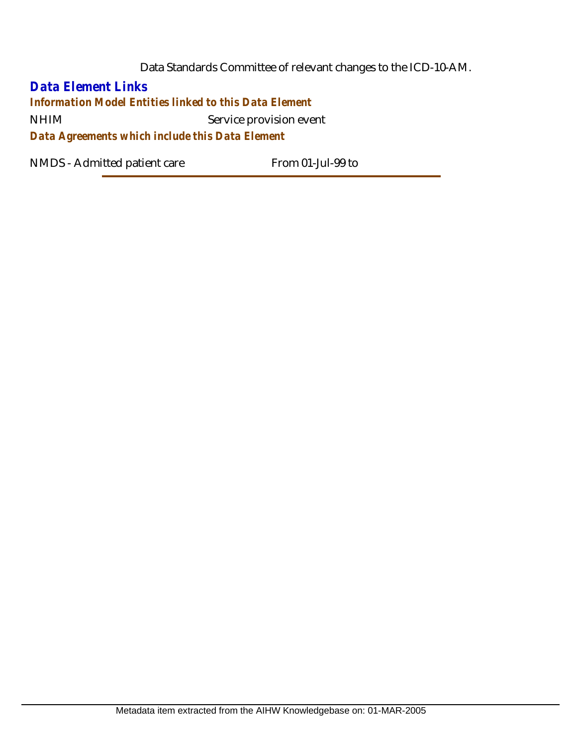Data Standards Committee of relevant changes to the ICD-10-AM.

## Data Element Links

### *Information Model Entities linked to this Data Element*

| | |
|---|---|
| NHIM | Service provision event |

### *Data Agreements which include this Data Element*

| | |
|---|---|
| NMDS - Admitted patient care | From 01-Jul-99 to |

Metadata item extracted from the AIHW Knowledgebase on: 01-MAR-2005